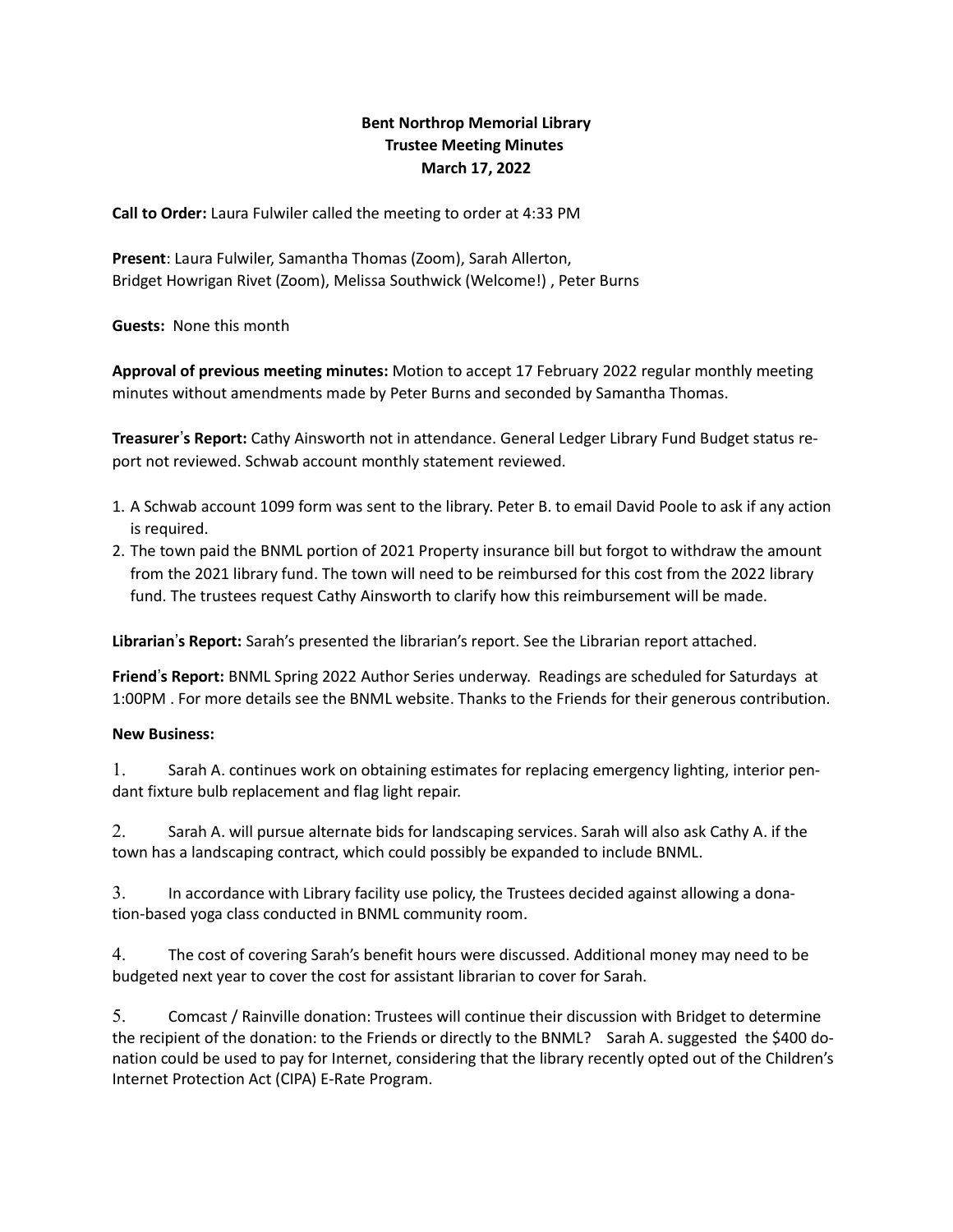**Bent Northrop Memorial Library**
**Trustee Meeting Minutes**
**March 17, 2022**

**Call to Order:** Laura Fulwiler called the meeting to order at 4:33 PM

**Present**: Laura Fulwiler, Samantha Thomas (Zoom), Sarah Allerton, Bridget Howrigan Rivet (Zoom), Melissa Southwick (Welcome!) , Peter Burns

**Guests:** None this month

**Approval of previous meeting minutes:** Motion to accept 17 February 2022 regular monthly meeting minutes without amendments made by Peter Burns and seconded by Samantha Thomas.

**Treasurer's Report:** Cathy Ainsworth not in attendance. General Ledger Library Fund Budget status report not reviewed. Schwab account monthly statement reviewed.

1. A Schwab account 1099 form was sent to the library. Peter B. to email David Poole to ask if any action is required.
2. The town paid the BNML portion of 2021 Property insurance bill but forgot to withdraw the amount from the 2021 library fund. The town will need to be reimbursed for this cost from the 2022 library fund. The trustees request Cathy Ainsworth to clarify how this reimbursement will be made.

**Librarian's Report:** Sarah's presented the librarian's report. See the Librarian report attached.

**Friend's Report:** BNML Spring 2022 Author Series underway. Readings are scheduled for Saturdays at 1:00PM . For more details see the BNML website. Thanks to the Friends for their generous contribution.

**New Business:**

1. Sarah A. continues work on obtaining estimates for replacing emergency lighting, interior pendant fixture bulb replacement and flag light repair.

2. Sarah A. will pursue alternate bids for landscaping services. Sarah will also ask Cathy A. if the town has a landscaping contract, which could possibly be expanded to include BNML.

3. In accordance with Library facility use policy, the Trustees decided against allowing a donation-based yoga class conducted in BNML community room.

4. The cost of covering Sarah's benefit hours were discussed. Additional money may need to be budgeted next year to cover the cost for assistant librarian to cover for Sarah.

5. Comcast / Rainville donation: Trustees will continue their discussion with Bridget to determine the recipient of the donation: to the Friends or directly to the BNML? Sarah A. suggested the $400 donation could be used to pay for Internet, considering that the library recently opted out of the Children's Internet Protection Act (CIPA) E-Rate Program.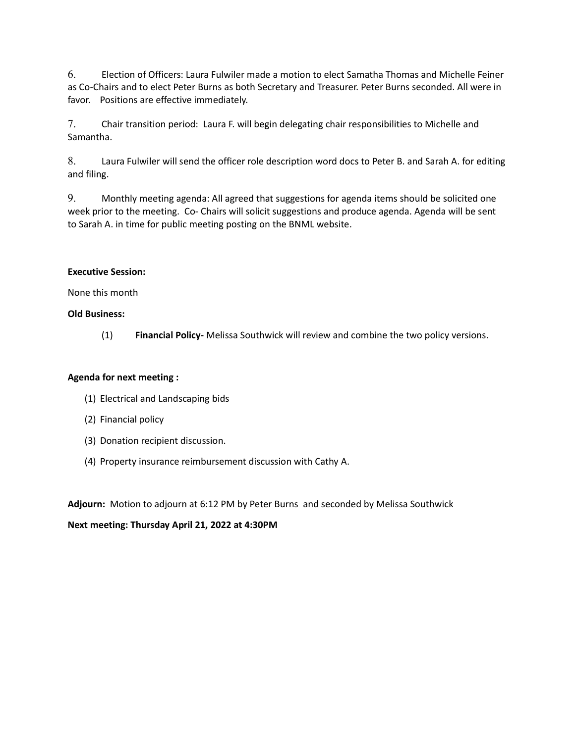6. Election of Officers: Laura Fulwiler made a motion to elect Samatha Thomas and Michelle Feiner as Co-Chairs and to elect Peter Burns as both Secretary and Treasurer. Peter Burns seconded. All were in favor. Positions are effective immediately.

7. Chair transition period: Laura F. will begin delegating chair responsibilities to Michelle and Samantha.

8. Laura Fulwiler will send the officer role description word docs to Peter B. and Sarah A. for editing and filing.

9. Monthly meeting agenda: All agreed that suggestions for agenda items should be solicited one week prior to the meeting. Co- Chairs will solicit suggestions and produce agenda. Agenda will be sent to Sarah A. in time for public meeting posting on the BNML website.

**Executive Session:**

None this month

**Old Business:**

(1) **Financial Policy-** Melissa Southwick will review and combine the two policy versions.

**Agenda for next meeting :**

(1) Electrical and Landscaping bids

(2) Financial policy

(3) Donation recipient discussion.

(4) Property insurance reimbursement discussion with Cathy A.

**Adjourn:** Motion to adjourn at 6:12 PM by Peter Burns and seconded by Melissa Southwick

**Next meeting: Thursday April 21, 2022 at 4:30PM**